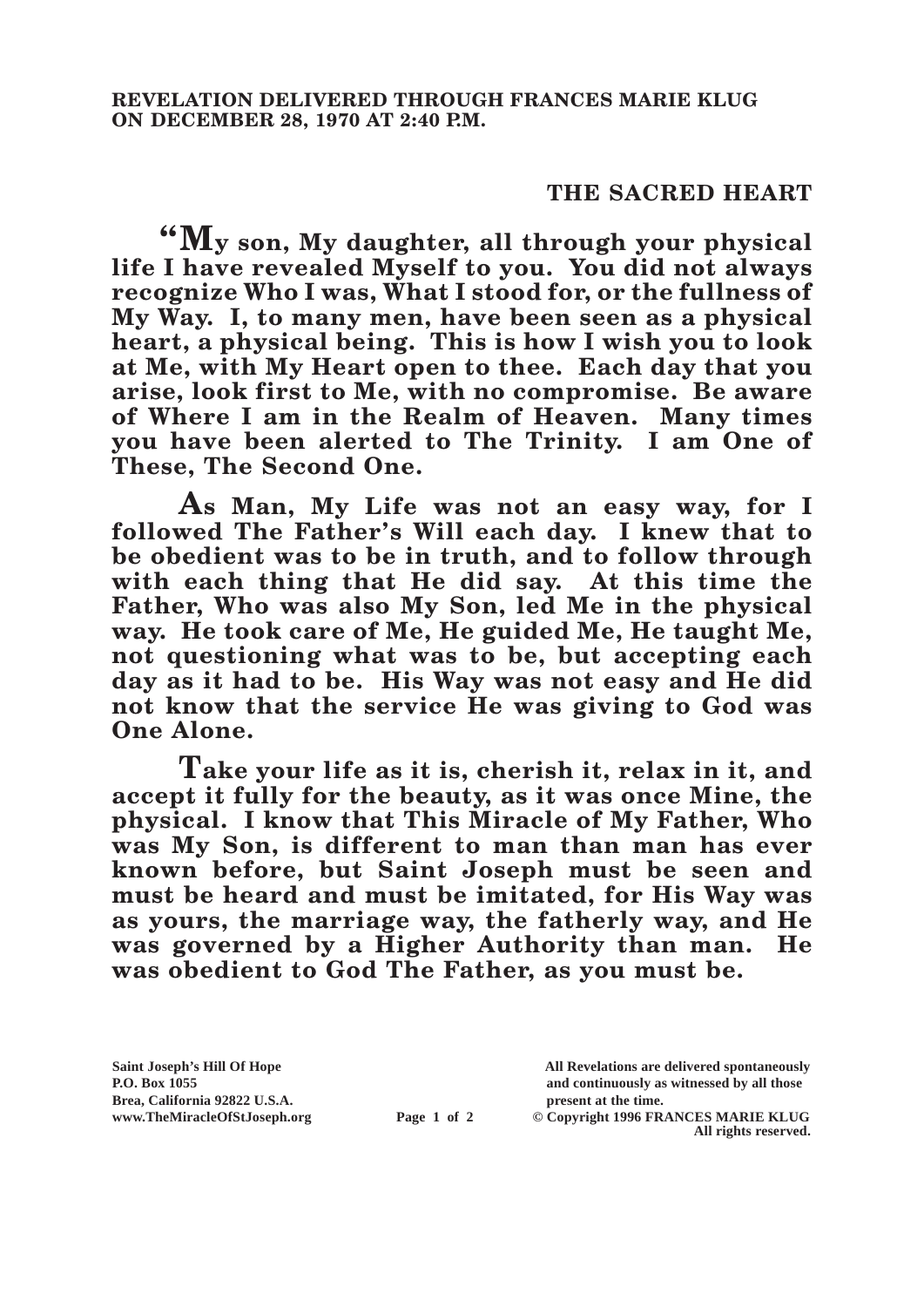**REVELATION DELIVERED THROUGH FRANCES MARIE KLUG ON DECEMBER 28, 1970 AT 2:40 P.M.**

## THE SACRED HEART

**"My son, My daughter, all through your physical life I have revealed Myself to you. You did not always recognize Who I was, What I stood for, or the fullness of My Way. I, to many men, have been seen as a physical heart, a physical being. This is how I wish you to look at Me, with My Heart open to thee. Each day that you arise, look first to Me, with no compromise. Be aware of Where I am in the Realm of Heaven. Many times you have been alerted to The Trinity. I am One of These, The Second One.**

**As Man, My Life was not an easy way, for I followed The Father's Will each day. I knew that to be obedient was to be in truth, and to follow through with each thing that He did say. At this time the Father, Who was also My Son, led Me in the physical way. He took care of Me, He guided Me, He taught Me, not questioning what was to be, but accepting each day as it had to be. His Way was not easy and He did not know that the service He was giving to God was One Alone.**

**Take your life as it is, cherish it, relax in it, and accept it fully for the beauty, as it was once Mine, the physical. I know that This Miracle of My Father, Who was My Son, is different to man than man has ever known before, but Saint Joseph must be seen and must be heard and must be imitated, for His Way was as yours, the marriage way, the fatherly way, and He was governed by a Higher Authority than man. He was obedient to God The Father, as you must be.**

**Saint Joseph's Hill Of Hope**
**P.O. Box 1055**
**Brea, California 92822 U.S.A.**
**www.TheMiracleOfStJoseph.org**

**All Revelations are delivered spontaneously and continuously as witnessed by all those present at the time.**
**© Copyright 1996 FRANCES MARIE KLUG**
**All rights reserved.**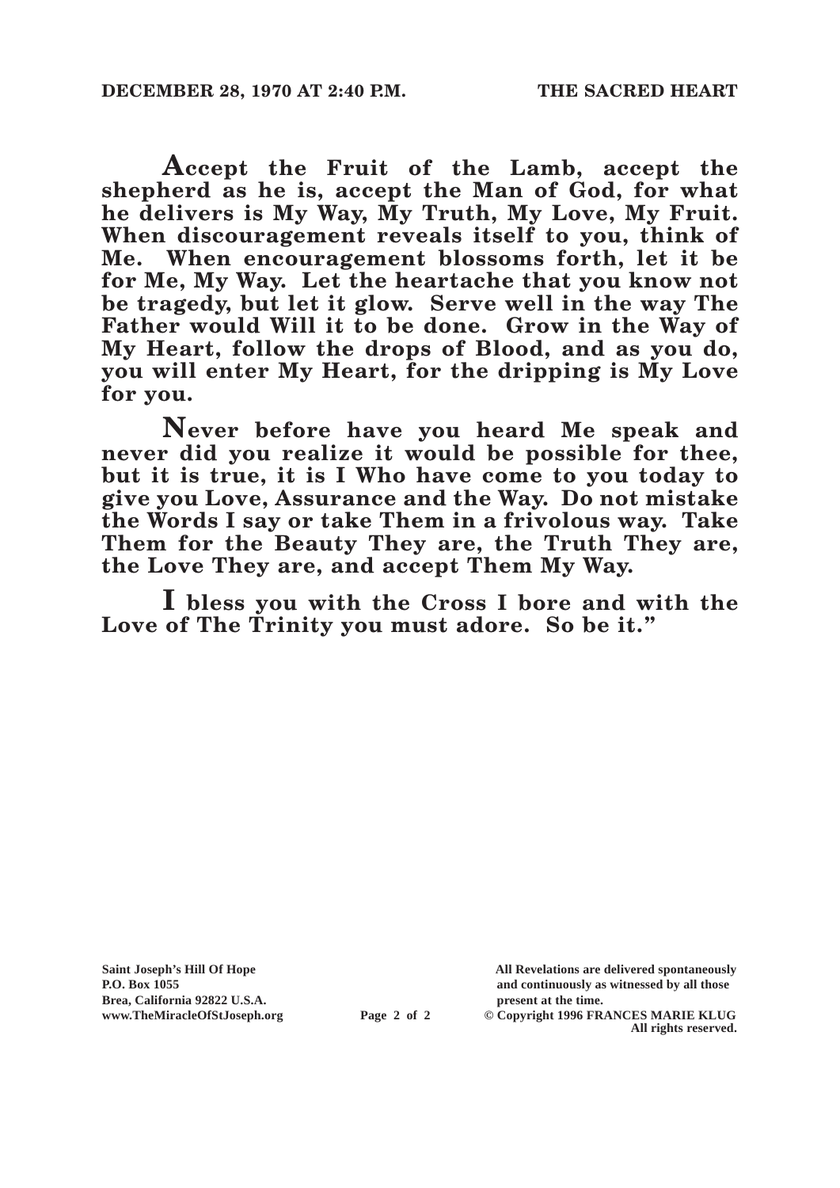**Accept the Fruit of the Lamb, accept the shepherd as he is, accept the Man of God, for what he delivers is My Way, My Truth, My Love, My Fruit. When discouragement reveals itself to you, think of Me. When encouragement blossoms forth, let it be for Me, My Way. Let the heartache that you know not be tragedy, but let it glow. Serve well in the way The Father would Will it to be done. Grow in the Way of My Heart, follow the drops of Blood, and as you do, you will enter My Heart, for the dripping is My Love for you.**

**Never before have you heard Me speak and never did you realize it would be possible for thee, but it is true, it is I Who have come to you today to give you Love, Assurance and the Way. Do not mistake the Words I say or take Them in a frivolous way. Take Them for the Beauty They are, the Truth They are, the Love They are, and accept Them My Way.**

**I bless you with the Cross I bore and with the Love of The Trinity you must adore. So be it."**

**Saint Joseph's Hill Of Hope**
**P.O. Box 1055**
**Brea, California 92822 U.S.A.**
**www.TheMiracleOfStJoseph.org**

**All Revelations are delivered spontaneously and continuously as witnessed by all those present at the time.**
**© Copyright 1996 FRANCES MARIE KLUG**
**All rights reserved.**